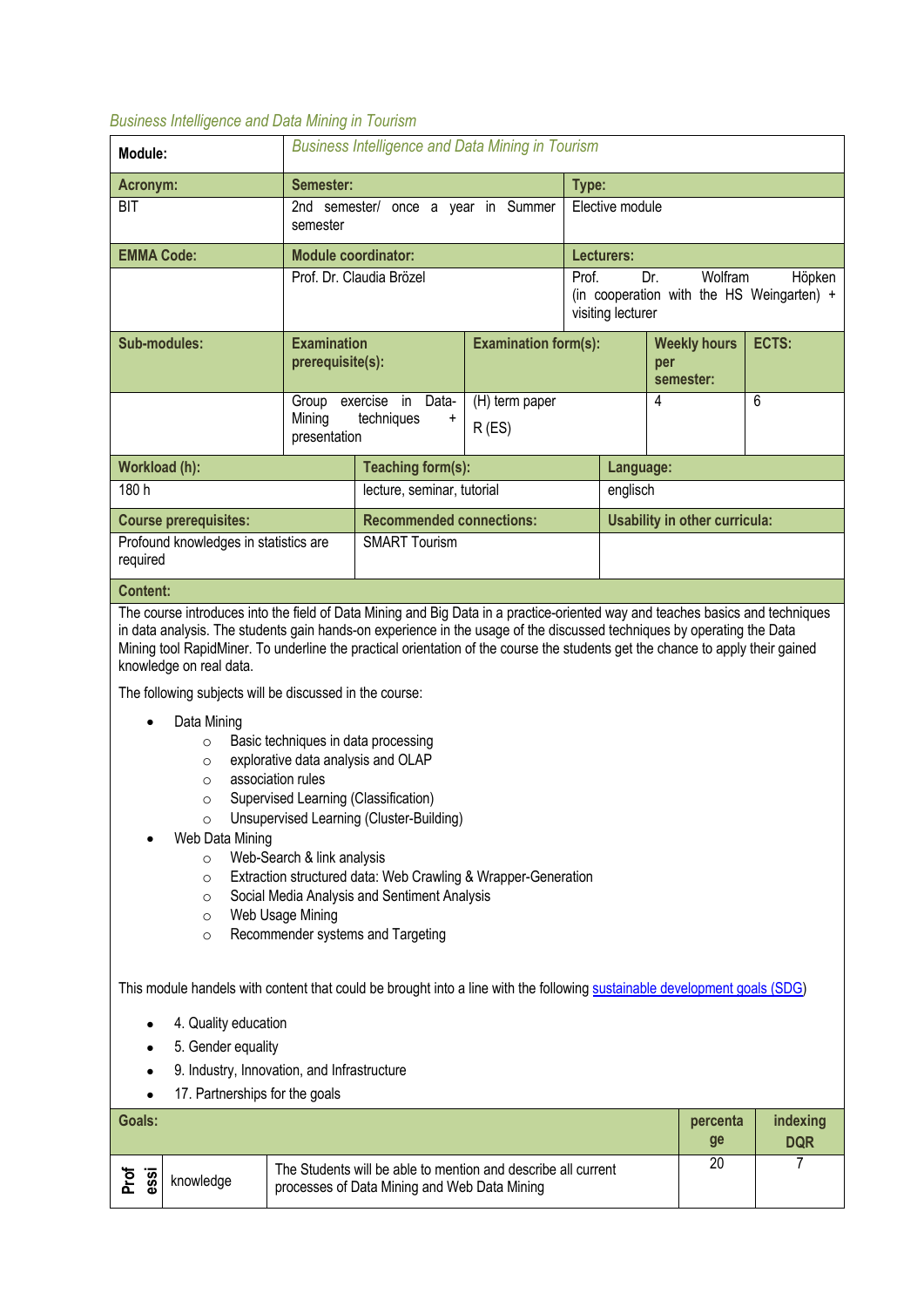*Business Intelligence and Data Mining in Tourism*

| Module: | *Business Intelligence and Data Mining in Tourism* | | | |
|---|---|---|---|---|
| **Acronym:** | **Semester:** | | **Type:** | |
| BIT | 2nd semester/ once a year in Summer semester | | Elective module | |
| **EMMA Code:** | **Module coordinator:** | | **Lecturers:** | |
| | Prof. Dr. Claudia Brözel | | Prof. Dr. Wolfram Höpken (in cooperation with the HS Weingarten) + visiting lecturer | |
| **Sub-modules:** | **Examination prerequisite(s):** | **Examination form(s):** | **Weekly hours per semester:** | **ECTS:** |
| | Group exercise in Data-Mining techniques + presentation | (H) term paper<br>R (ES) | 4 | 6 |

| Workload (h): | Teaching form(s): | Language: |
|---|---|---|
| 180 h | lecture, seminar, tutorial | englisch |
| **Course prerequisites:** | **Recommended connections:** | **Usability in other curricula:** |
| Profound knowledges in statistics are required | SMART Tourism | |

**Content:**

The course introduces into the field of Data Mining and Big Data in a practice-oriented way and teaches basics and techniques in data analysis. The students gain hands-on experience in the usage of the discussed techniques by operating the Data Mining tool RapidMiner. To underline the practical orientation of the course the students get the chance to apply their gained knowledge on real data.

The following subjects will be discussed in the course:

- Data Mining
  - Basic techniques in data processing
  - explorative data analysis and OLAP
  - association rules
  - Supervised Learning (Classification)
  - Unsupervised Learning (Cluster-Building)
- Web Data Mining
  - Web-Search & link analysis
  - Extraction structured data: Web Crawling & Wrapper-Generation
  - Social Media Analysis and Sentiment Analysis
  - Web Usage Mining
  - Recommender systems and Targeting

This module handels with content that could be brought into a line with the following sustainable development goals (SDG)

- 4. Quality education
- 5. Gender equality
- 9. Industry, Innovation, and Infrastructure
- 17. Partnerships for the goals

| Goals: | | | percentage | indexing DQR |
|---|---|---|---|---|
| Profession | knowledge | The Students will be able to mention and describe all current processes of Data Mining and Web Data Mining | 20 | 7 |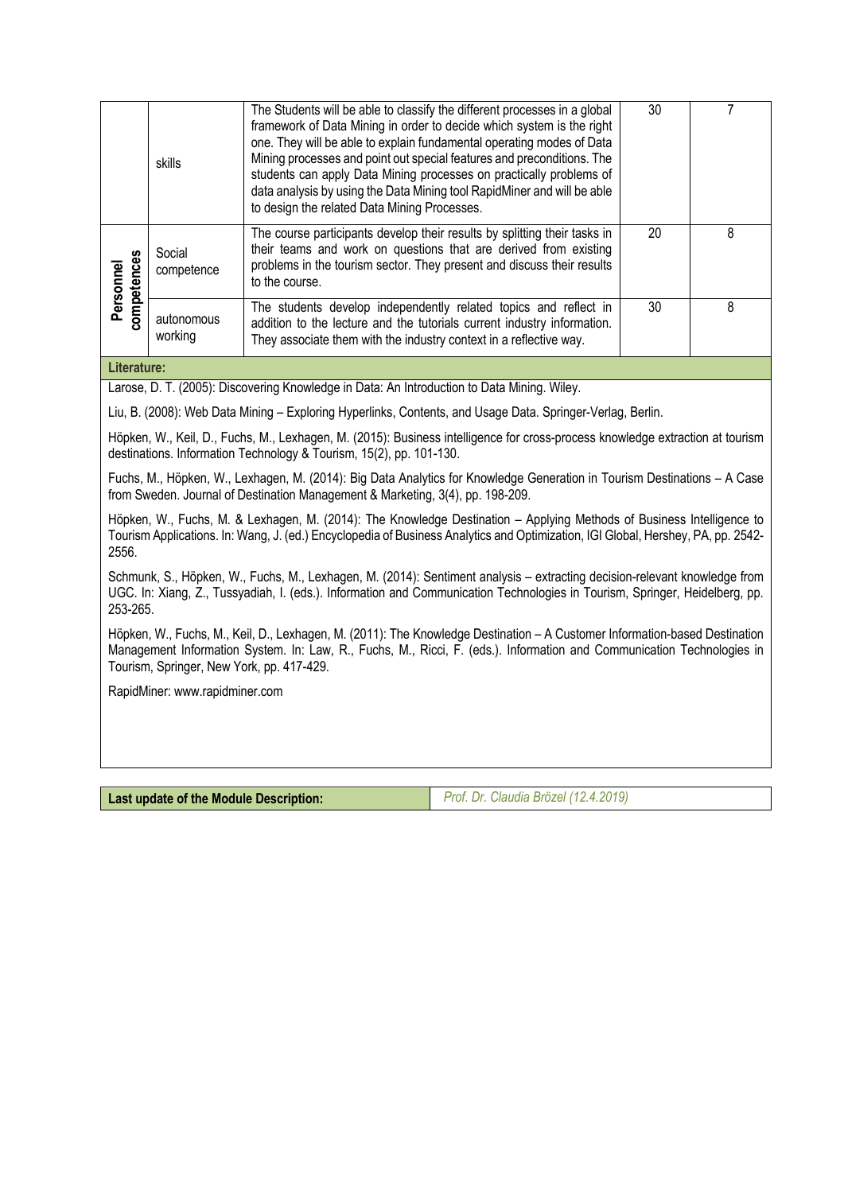| | | | | |
|---|---|---|---|---|
| | skills | The Students will be able to classify the different processes in a global framework of Data Mining in order to decide which system is the right one. They will be able to explain fundamental operating modes of Data Mining processes and point out special features and preconditions. The students can apply Data Mining processes on practically problems of data analysis by using the Data Mining tool RapidMiner and will be able to design the related Data Mining Processes. | 30 | 7 |
| Personnel competences | Social competence | The course participants develop their results by splitting their tasks in their teams and work on questions that are derived from existing problems in the tourism sector. They present and discuss their results to the course. | 20 | 8 |
| | autonomous working | The students develop independently related topics and reflect in addition to the lecture and the tutorials current industry information. They associate them with the industry context in a reflective way. | 30 | 8 |

**Literature:**

Larose, D. T. (2005): Discovering Knowledge in Data: An Introduction to Data Mining. Wiley.

Liu, B. (2008): Web Data Mining – Exploring Hyperlinks, Contents, and Usage Data. Springer-Verlag, Berlin.

Höpken, W., Keil, D., Fuchs, M., Lexhagen, M. (2015): Business intelligence for cross-process knowledge extraction at tourism destinations. Information Technology & Tourism, 15(2), pp. 101-130.

Fuchs, M., Höpken, W., Lexhagen, M. (2014): Big Data Analytics for Knowledge Generation in Tourism Destinations – A Case from Sweden. Journal of Destination Management & Marketing, 3(4), pp. 198-209.

Höpken, W., Fuchs, M. & Lexhagen, M. (2014): The Knowledge Destination – Applying Methods of Business Intelligence to Tourism Applications. In: Wang, J. (ed.) Encyclopedia of Business Analytics and Optimization, IGI Global, Hershey, PA, pp. 2542-2556.

Schmunk, S., Höpken, W., Fuchs, M., Lexhagen, M. (2014): Sentiment analysis – extracting decision-relevant knowledge from UGC. In: Xiang, Z., Tussyadiah, I. (eds.). Information and Communication Technologies in Tourism, Springer, Heidelberg, pp. 253-265.

Höpken, W., Fuchs, M., Keil, D., Lexhagen, M. (2011): The Knowledge Destination – A Customer Information-based Destination Management Information System. In: Law, R., Fuchs, M., Ricci, F. (eds.). Information and Communication Technologies in Tourism, Springer, New York, pp. 417-429.

RapidMiner: www.rapidminer.com

| | |
|---|---|
| **Last update of the Module Description:** | *Prof. Dr. Claudia Brözel (12.4.2019)* |